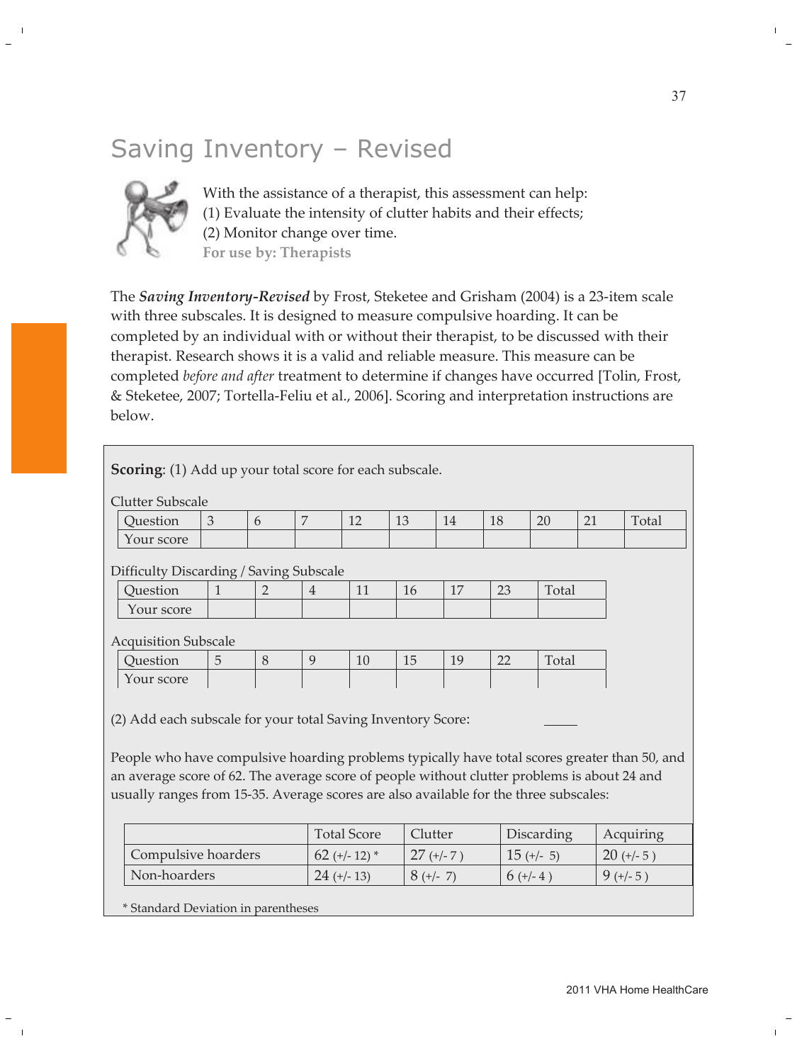# Saving Inventory – Revised

With the assistance of a therapist, this assessment can help:
(1) Evaluate the intensity of clutter habits and their effects;
(2) Monitor change over time.
**For use by: Therapists**

The ***Saving Inventory-Revised*** by Frost, Steketee and Grisham (2004) is a 23-item scale with three subscales. It is designed to measure compulsive hoarding. It can be completed by an individual with or without their therapist, to be discussed with their therapist. Research shows it is a valid and reliable measure. This measure can be completed *before and after* treatment to determine if changes have occurred [Tolin, Frost, & Steketee, 2007; Tortella-Feliu et al., 2006]. Scoring and interpretation instructions are below.

**Scoring**: (1) Add up your total score for each subscale.

Clutter Subscale

| Question | 3 | 6 | 7 | 12 | 13 | 14 | 18 | 20 | 21 | Total |
|---|---|---|---|---|---|---|---|---|---|---|
| Your score | | | | | | | | | | |

Difficulty Discarding / Saving Subscale

| Question | 1 | 2 | 4 | 11 | 16 | 17 | 23 | Total |
|---|---|---|---|---|---|---|---|---|
| Your score | | | | | | | | |

Acquisition Subscale

| Question | 5 | 8 | 9 | 10 | 15 | 19 | 22 | Total |
|---|---|---|---|---|---|---|---|---|
| Your score | | | | | | | | |

(2) Add each subscale for your total Saving Inventory Score: _____

People who have compulsive hoarding problems typically have total scores greater than 50, and an average score of 62. The average score of people without clutter problems is about 24 and usually ranges from 15-35. Average scores are also available for the three subscales:

| | Total Score | Clutter | Discarding | Acquiring |
|---|---|---|---|---|
| Compulsive hoarders | 62 (+/- 12) * | 27 (+/- 7 ) | 15 (+/- 5) | 20 (+/- 5 ) |
| Non-hoarders | 24 (+/- 13) | 8 (+/- 7) | 6 (+/- 4 ) | 9 (+/- 5 ) |

* Standard Deviation in parentheses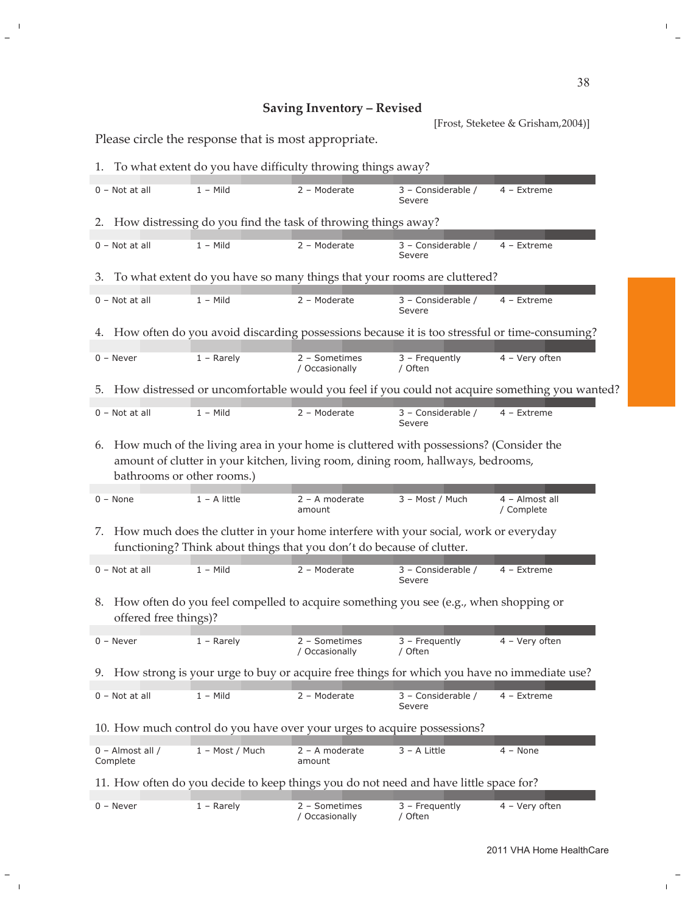## Saving Inventory – Revised

[Frost, Steketee & Grisham,2004)]

Please circle the response that is most appropriate.

1. To what extent do you have difficulty throwing things away?

| 0 – Not at all | 1 – Mild | 2 – Moderate | 3 – Considerable / Severe | 4 – Extreme |
|---|---|---|---|---|

2. How distressing do you find the task of throwing things away?

| 0 – Not at all | 1 – Mild | 2 – Moderate | 3 – Considerable / Severe | 4 – Extreme |
|---|---|---|---|---|

3. To what extent do you have so many things that your rooms are cluttered?

| 0 – Not at all | 1 – Mild | 2 – Moderate | 3 – Considerable / Severe | 4 – Extreme |
|---|---|---|---|---|

4. How often do you avoid discarding possessions because it is too stressful or time-consuming?

| 0 – Never | 1 – Rarely | 2 – Sometimes / Occasionally | 3 – Frequently / Often | 4 – Very often |
|---|---|---|---|---|

5. How distressed or uncomfortable would you feel if you could not acquire something you wanted?

| 0 – Not at all | 1 – Mild | 2 – Moderate | 3 – Considerable / Severe | 4 – Extreme |
|---|---|---|---|---|

6. How much of the living area in your home is cluttered with possessions? (Consider the amount of clutter in your kitchen, living room, dining room, hallways, bedrooms, bathrooms or other rooms.)

| 0 – None | 1 – A little | 2 – A moderate amount | 3 – Most / Much | 4 – Almost all / Complete |
|---|---|---|---|---|

7. How much does the clutter in your home interfere with your social, work or everyday functioning? Think about things that you don't do because of clutter.

| 0 – Not at all | 1 – Mild | 2 – Moderate | 3 – Considerable / Severe | 4 – Extreme |
|---|---|---|---|---|

8. How often do you feel compelled to acquire something you see (e.g., when shopping or offered free things)?

| 0 – Never | 1 – Rarely | 2 – Sometimes / Occasionally | 3 – Frequently / Often | 4 – Very often |
|---|---|---|---|---|

9. How strong is your urge to buy or acquire free things for which you have no immediate use?

| 0 – Not at all | 1 – Mild | 2 – Moderate | 3 – Considerable / Severe | 4 – Extreme |
|---|---|---|---|---|

10. How much control do you have over your urges to acquire possessions?

| 0 – Almost all / Complete | 1 – Most / Much | 2 – A moderate amount | 3 – A Little | 4 – None |
|---|---|---|---|---|

11. How often do you decide to keep things you do not need and have little space for?

| 0 – Never | 1 – Rarely | 2 – Sometimes / Occasionally | 3 – Frequently / Often | 4 – Very often |
|---|---|---|---|---|

2011 VHA Home HealthCare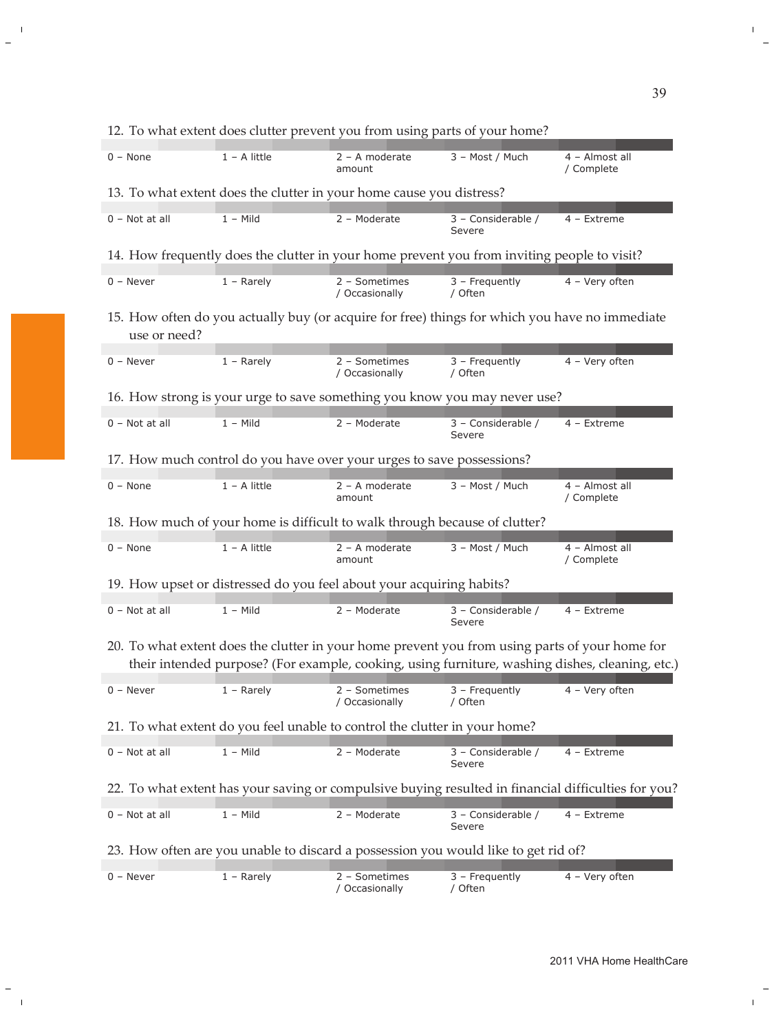12. To what extent does clutter prevent you from using parts of your home?

| | | | | |
|---|---|---|---|---|
| 0 – None | 1 – A little | 2 – A moderate amount | 3 – Most / Much | 4 – Almost all / Complete |

13. To what extent does the clutter in your home cause you distress?

| | | | | |
|---|---|---|---|---|
| 0 – Not at all | 1 – Mild | 2 – Moderate | 3 – Considerable / Severe | 4 – Extreme |

14. How frequently does the clutter in your home prevent you from inviting people to visit?

| | | | | |
|---|---|---|---|---|
| 0 – Never | 1 – Rarely | 2 – Sometimes / Occasionally | 3 – Frequently / Often | 4 – Very often |

15. How often do you actually buy (or acquire for free) things for which you have no immediate use or need?

| | | | | |
|---|---|---|---|---|
| 0 – Never | 1 – Rarely | 2 – Sometimes / Occasionally | 3 – Frequently / Often | 4 – Very often |

16. How strong is your urge to save something you know you may never use?

| | | | | |
|---|---|---|---|---|
| 0 – Not at all | 1 – Mild | 2 – Moderate | 3 – Considerable / Severe | 4 – Extreme |

17. How much control do you have over your urges to save possessions?

| | | | | |
|---|---|---|---|---|
| 0 – None | 1 – A little | 2 – A moderate amount | 3 – Most / Much | 4 – Almost all / Complete |

18. How much of your home is difficult to walk through because of clutter?

| | | | | |
|---|---|---|---|---|
| 0 – None | 1 – A little | 2 – A moderate amount | 3 – Most / Much | 4 – Almost all / Complete |

19. How upset or distressed do you feel about your acquiring habits?

| | | | | |
|---|---|---|---|---|
| 0 – Not at all | 1 – Mild | 2 – Moderate | 3 – Considerable / Severe | 4 – Extreme |

20. To what extent does the clutter in your home prevent you from using parts of your home for their intended purpose? (For example, cooking, using furniture, washing dishes, cleaning, etc.)

| | | | | |
|---|---|---|---|---|
| 0 – Never | 1 – Rarely | 2 – Sometimes / Occasionally | 3 – Frequently / Often | 4 – Very often |

21. To what extent do you feel unable to control the clutter in your home?

| | | | | |
|---|---|---|---|---|
| 0 – Not at all | 1 – Mild | 2 – Moderate | 3 – Considerable / Severe | 4 – Extreme |

22. To what extent has your saving or compulsive buying resulted in financial difficulties for you?

| | | | | |
|---|---|---|---|---|
| 0 – Not at all | 1 – Mild | 2 – Moderate | 3 – Considerable / Severe | 4 – Extreme |

23. How often are you unable to discard a possession you would like to get rid of?

| | | | | |
|---|---|---|---|---|
| 0 – Never | 1 – Rarely | 2 – Sometimes / Occasionally | 3 – Frequently / Often | 4 – Very often |